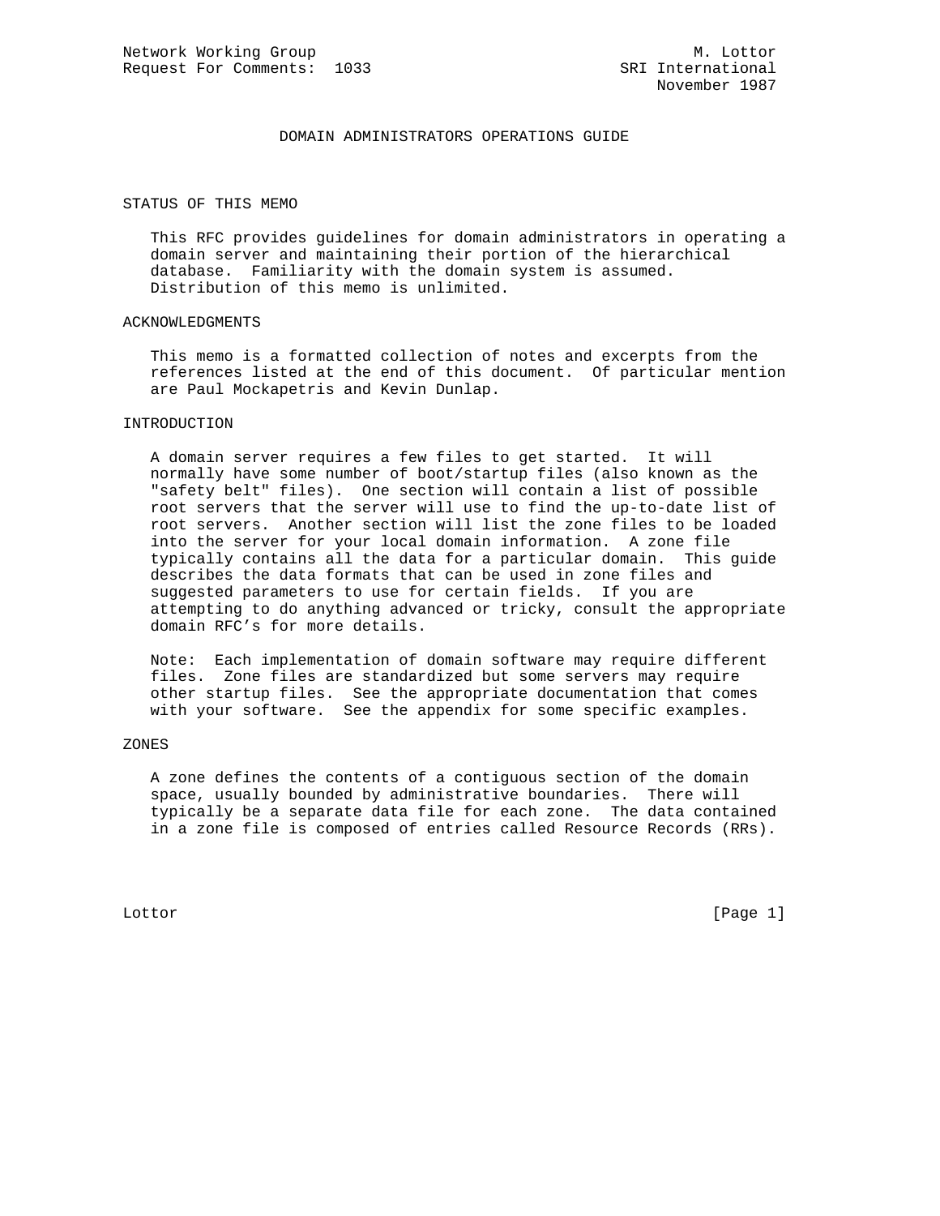Network Working Group M. Lottor
Request For Comments: 1033 SRI International
November 1987

# DOMAIN ADMINISTRATORS OPERATIONS GUIDE

## STATUS OF THIS MEMO

This RFC provides guidelines for domain administrators in operating a domain server and maintaining their portion of the hierarchical database. Familiarity with the domain system is assumed. Distribution of this memo is unlimited.

## ACKNOWLEDGMENTS

This memo is a formatted collection of notes and excerpts from the references listed at the end of this document. Of particular mention are Paul Mockapetris and Kevin Dunlap.

## INTRODUCTION

A domain server requires a few files to get started. It will normally have some number of boot/startup files (also known as the "safety belt" files). One section will contain a list of possible root servers that the server will use to find the up-to-date list of root servers. Another section will list the zone files to be loaded into the server for your local domain information. A zone file typically contains all the data for a particular domain. This guide describes the data formats that can be used in zone files and suggested parameters to use for certain fields. If you are attempting to do anything advanced or tricky, consult the appropriate domain RFC's for more details.

Note: Each implementation of domain software may require different files. Zone files are standardized but some servers may require other startup files. See the appropriate documentation that comes with your software. See the appendix for some specific examples.

## ZONES

A zone defines the contents of a contiguous section of the domain space, usually bounded by administrative boundaries. There will typically be a separate data file for each zone. The data contained in a zone file is composed of entries called Resource Records (RRs).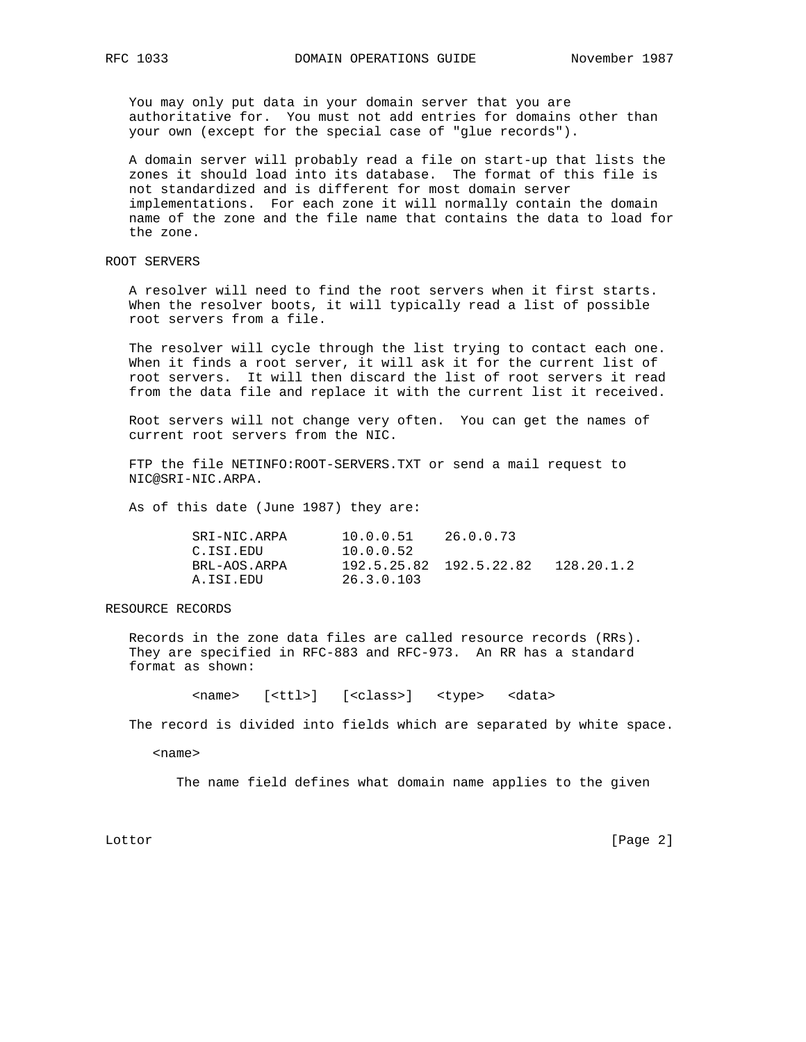You may only put data in your domain server that you are authoritative for. You must not add entries for domains other than your own (except for the special case of "glue records").

A domain server will probably read a file on start-up that lists the zones it should load into its database. The format of this file is not standardized and is different for most domain server implementations. For each zone it will normally contain the domain name of the zone and the file name that contains the data to load for the zone.

## ROOT SERVERS

A resolver will need to find the root servers when it first starts. When the resolver boots, it will typically read a list of possible root servers from a file.

The resolver will cycle through the list trying to contact each one. When it finds a root server, it will ask it for the current list of root servers. It will then discard the list of root servers it read from the data file and replace it with the current list it received.

Root servers will not change very often. You can get the names of current root servers from the NIC.

FTP the file NETINFO:ROOT-SERVERS.TXT or send a mail request to NIC@SRI-NIC.ARPA.

As of this date (June 1987) they are:

```
SRI-NIC.ARPA       10.0.0.51    26.0.0.73
C.ISI.EDU          10.0.0.52
BRL-AOS.ARPA       192.5.25.82  192.5.22.82   128.20.1.2
A.ISI.EDU          26.3.0.103
```

## RESOURCE RECORDS

Records in the zone data files are called resource records (RRs). They are specified in RFC-883 and RFC-973. An RR has a standard format as shown:

```
<name>   [<ttl>]   [<class>]   <type>   <data>
```

The record is divided into fields which are separated by white space.

<name>

The name field defines what domain name applies to the given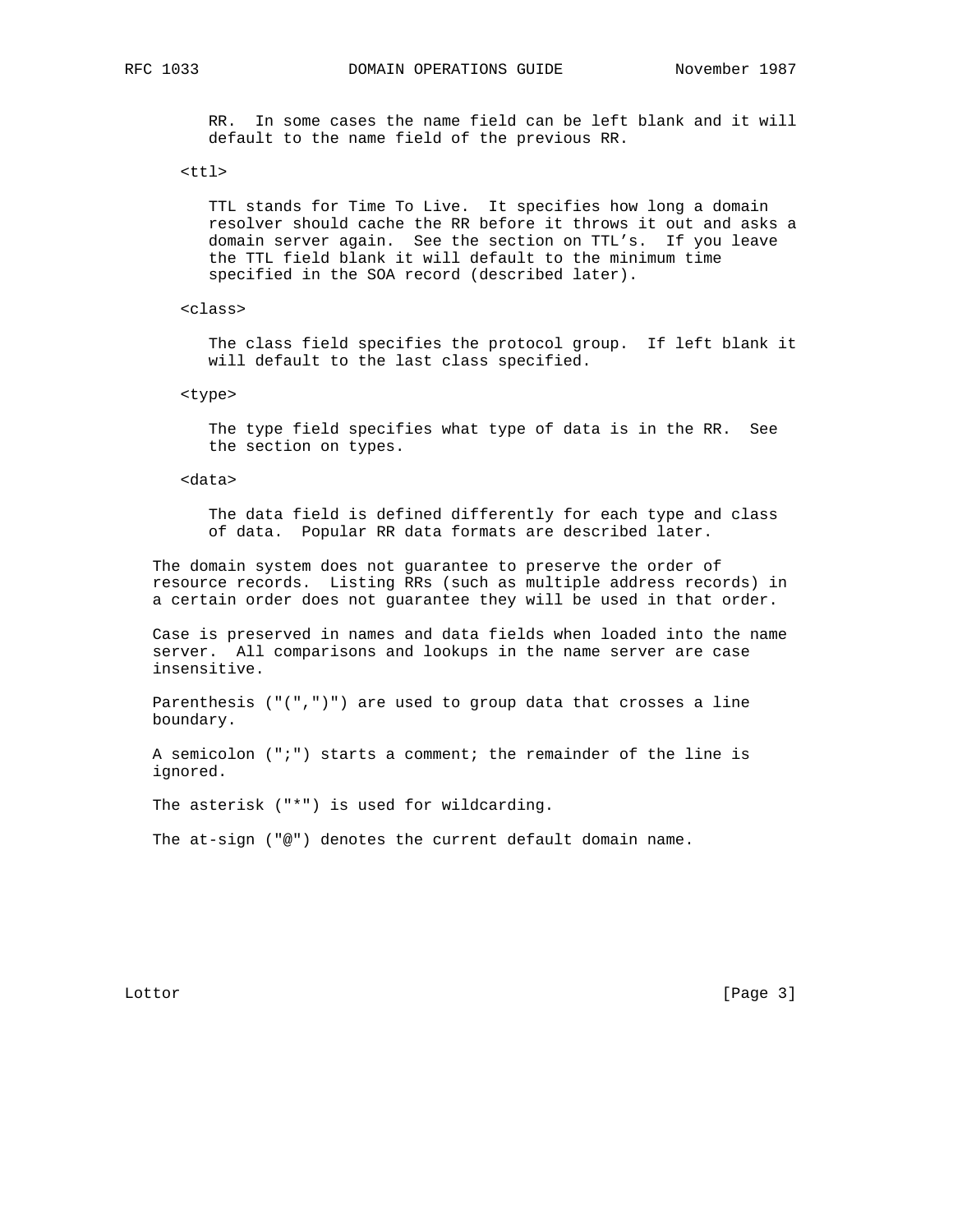RR. In some cases the name field can be left blank and it will default to the name field of the previous RR.

<ttl>

TTL stands for Time To Live. It specifies how long a domain resolver should cache the RR before it throws it out and asks a domain server again. See the section on TTL's. If you leave the TTL field blank it will default to the minimum time specified in the SOA record (described later).

<class>

The class field specifies the protocol group. If left blank it will default to the last class specified.

<type>

The type field specifies what type of data is in the RR. See the section on types.

<data>

The data field is defined differently for each type and class of data. Popular RR data formats are described later.

The domain system does not guarantee to preserve the order of resource records. Listing RRs (such as multiple address records) in a certain order does not guarantee they will be used in that order.

Case is preserved in names and data fields when loaded into the name server. All comparisons and lookups in the name server are case insensitive.

Parenthesis ("(",")") are used to group data that crosses a line boundary.

A semicolon (";") starts a comment; the remainder of the line is ignored.

The asterisk ("*") is used for wildcarding.

The at-sign ("@") denotes the current default domain name.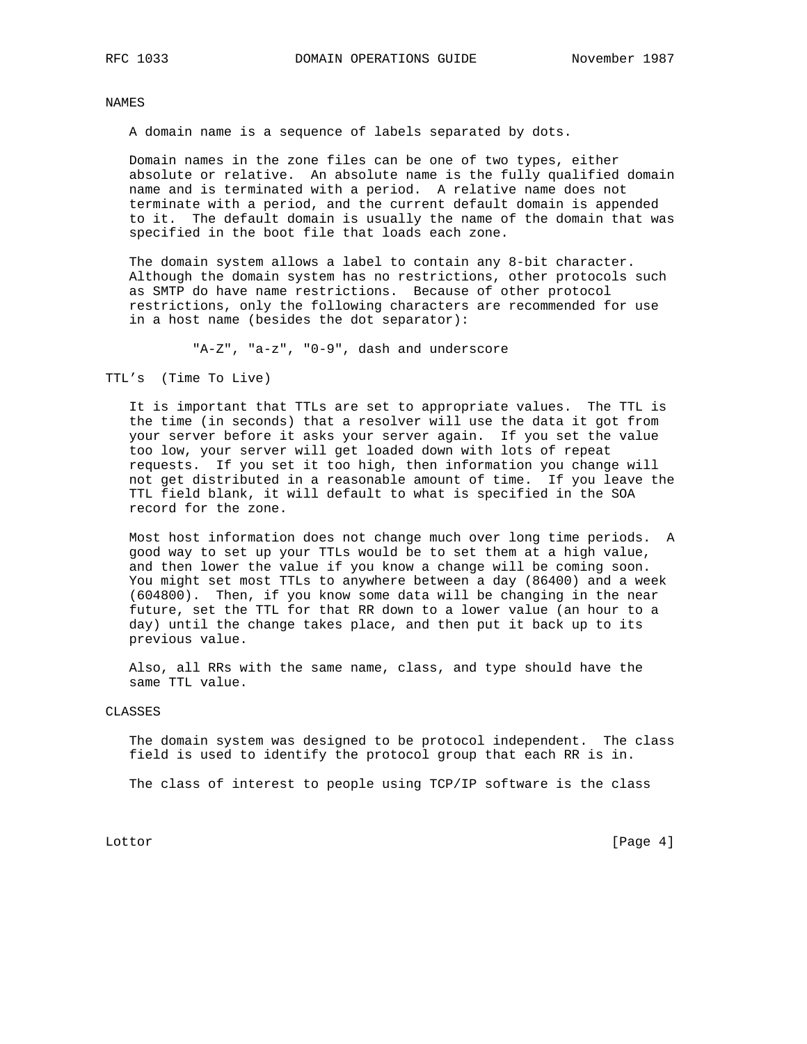## NAMES

A domain name is a sequence of labels separated by dots.

Domain names in the zone files can be one of two types, either absolute or relative. An absolute name is the fully qualified domain name and is terminated with a period. A relative name does not terminate with a period, and the current default domain is appended to it. The default domain is usually the name of the domain that was specified in the boot file that loads each zone.

The domain system allows a label to contain any 8-bit character. Although the domain system has no restrictions, other protocols such as SMTP do have name restrictions. Because of other protocol restrictions, only the following characters are recommended for use in a host name (besides the dot separator):

```
"A-Z", "a-z", "0-9", dash and underscore
```

## TTL's (Time To Live)

It is important that TTLs are set to appropriate values. The TTL is the time (in seconds) that a resolver will use the data it got from your server before it asks your server again. If you set the value too low, your server will get loaded down with lots of repeat requests. If you set it too high, then information you change will not get distributed in a reasonable amount of time. If you leave the TTL field blank, it will default to what is specified in the SOA record for the zone.

Most host information does not change much over long time periods. A good way to set up your TTLs would be to set them at a high value, and then lower the value if you know a change will be coming soon. You might set most TTLs to anywhere between a day (86400) and a week (604800). Then, if you know some data will be changing in the near future, set the TTL for that RR down to a lower value (an hour to a day) until the change takes place, and then put it back up to its previous value.

Also, all RRs with the same name, class, and type should have the same TTL value.

## CLASSES

The domain system was designed to be protocol independent. The class field is used to identify the protocol group that each RR is in.

The class of interest to people using TCP/IP software is the class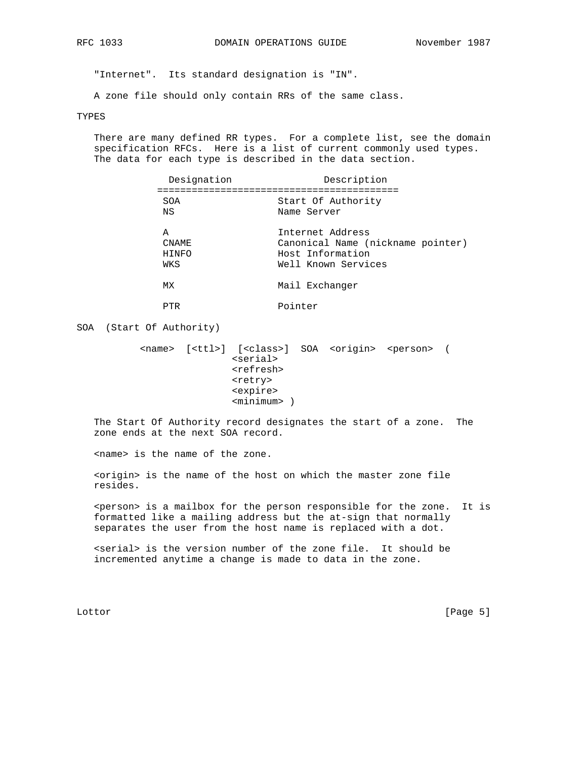"Internet". Its standard designation is "IN".

A zone file should only contain RRs of the same class.

## TYPES

There are many defined RR types. For a complete list, see the domain specification RFCs. Here is a list of current commonly used types. The data for each type is described in the data section.

| Designation | Description |
|---|---|
| SOA | Start Of Authority |
| NS | Name Server |
| A | Internet Address |
| CNAME | Canonical Name (nickname pointer) |
| HINFO | Host Information |
| WKS | Well Known Services |
| MX | Mail Exchanger |
| PTR | Pointer |

## SOA (Start Of Authority)

```
<name>  [<ttl>]  [<class>]  SOA  <origin>  <person>  (
                <serial>
                <refresh>
                <retry>
                <expire>
                <minimum> )
```

The Start Of Authority record designates the start of a zone. The zone ends at the next SOA record.

<name> is the name of the zone.

<origin> is the name of the host on which the master zone file resides.

<person> is a mailbox for the person responsible for the zone. It is formatted like a mailing address but the at-sign that normally separates the user from the host name is replaced with a dot.

<serial> is the version number of the zone file. It should be incremented anytime a change is made to data in the zone.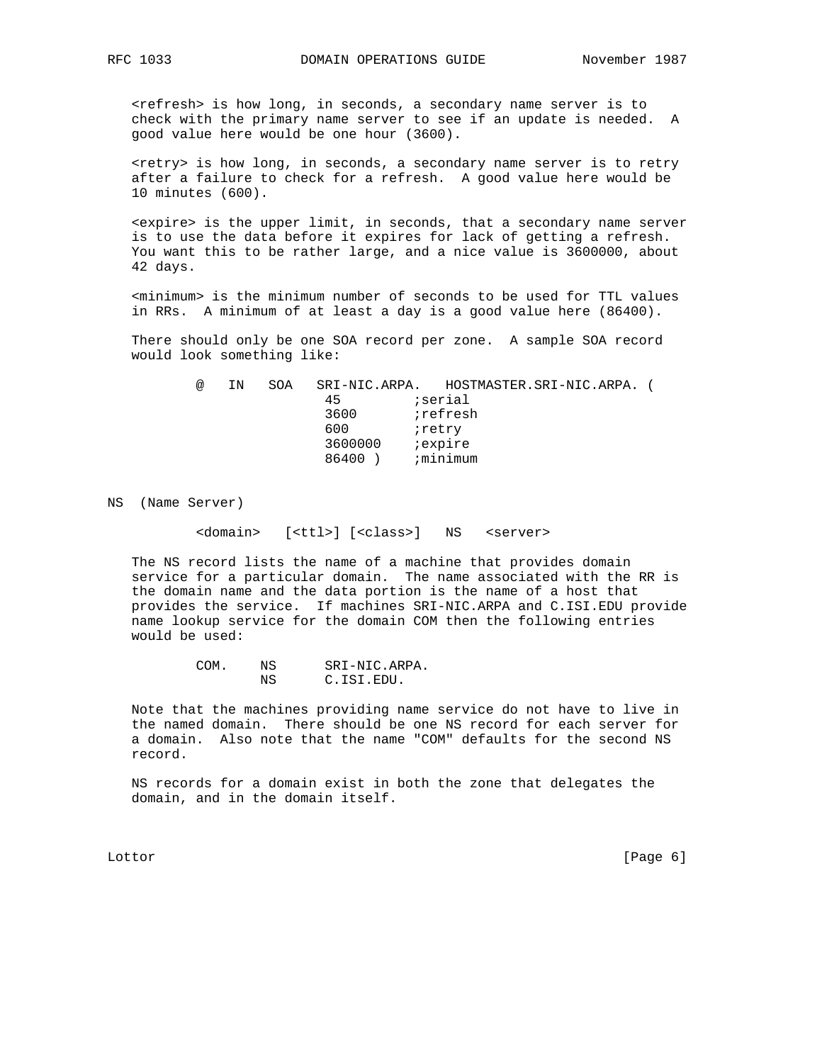<refresh> is how long, in seconds, a secondary name server is to check with the primary name server to see if an update is needed. A good value here would be one hour (3600).

<retry> is how long, in seconds, a secondary name server is to retry after a failure to check for a refresh. A good value here would be 10 minutes (600).

<expire> is the upper limit, in seconds, that a secondary name server is to use the data before it expires for lack of getting a refresh. You want this to be rather large, and a nice value is 3600000, about 42 days.

<minimum> is the minimum number of seconds to be used for TTL values in RRs. A minimum of at least a day is a good value here (86400).

There should only be one SOA record per zone. A sample SOA record would look something like:

```
@   IN    SOA   SRI-NIC.ARPA.   HOSTMASTER.SRI-NIC.ARPA. (
                 45         ;serial
                 3600       ;refresh
                 600        ;retry
                 3600000    ;expire
                 86400 )    ;minimum
```

## NS (Name Server)

```
<domain>   [<ttl>] [<class>]   NS   <server>
```

The NS record lists the name of a machine that provides domain service for a particular domain. The name associated with the RR is the domain name and the data portion is the name of a host that provides the service. If machines SRI-NIC.ARPA and C.ISI.EDU provide name lookup service for the domain COM then the following entries would be used:

```
COM.    NS      SRI-NIC.ARPA.
        NS      C.ISI.EDU.
```

Note that the machines providing name service do not have to live in the named domain. There should be one NS record for each server for a domain. Also note that the name "COM" defaults for the second NS record.

NS records for a domain exist in both the zone that delegates the domain, and in the domain itself.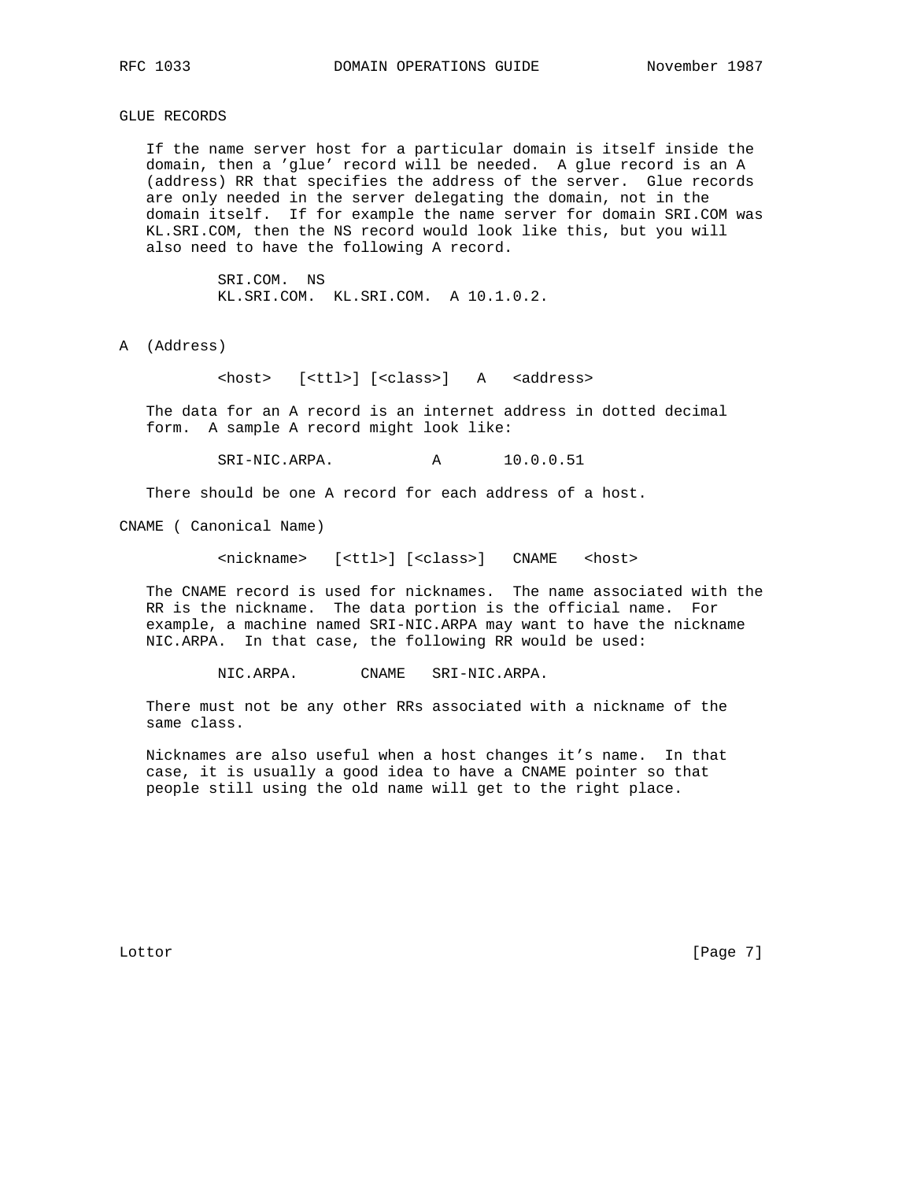## GLUE RECORDS

If the name server host for a particular domain is itself inside the domain, then a 'glue' record will be needed. A glue record is an A (address) RR that specifies the address of the server. Glue records are only needed in the server delegating the domain, not in the domain itself. If for example the name server for domain SRI.COM was KL.SRI.COM, then the NS record would look like this, but you will also need to have the following A record.

```
SRI.COM.  NS
KL.SRI.COM.  KL.SRI.COM.  A 10.1.0.2.
```

## A (Address)

```
<host>   [<ttl>] [<class>]   A   <address>
```

The data for an A record is an internet address in dotted decimal form. A sample A record might look like:

```
SRI-NIC.ARPA.           A       10.0.0.51
```

There should be one A record for each address of a host.

## CNAME ( Canonical Name)

```
<nickname>   [<ttl>] [<class>]   CNAME   <host>
```

The CNAME record is used for nicknames. The name associated with the RR is the nickname. The data portion is the official name. For example, a machine named SRI-NIC.ARPA may want to have the nickname NIC.ARPA. In that case, the following RR would be used:

```
NIC.ARPA.       CNAME   SRI-NIC.ARPA.
```

There must not be any other RRs associated with a nickname of the same class.

Nicknames are also useful when a host changes it's name. In that case, it is usually a good idea to have a CNAME pointer so that people still using the old name will get to the right place.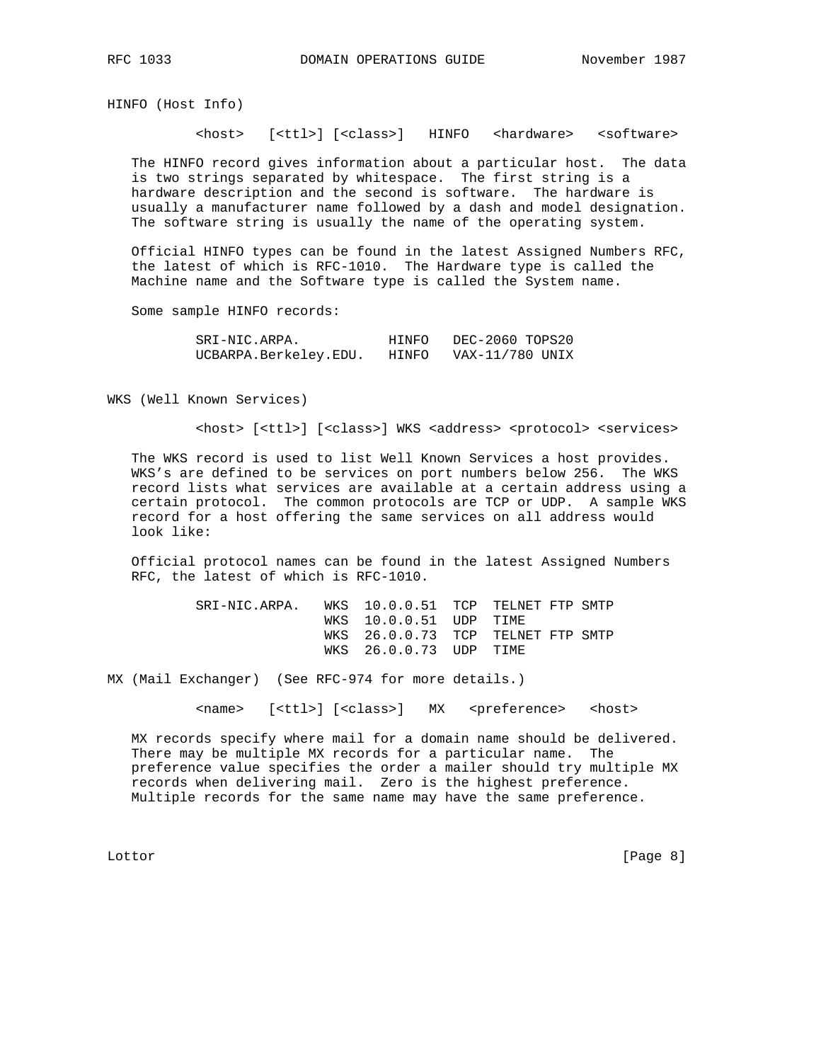HINFO (Host Info)

```
<host>   [<ttl>] [<class>]   HINFO   <hardware>   <software>
```

The HINFO record gives information about a particular host. The data is two strings separated by whitespace. The first string is a hardware description and the second is software. The hardware is usually a manufacturer name followed by a dash and model designation. The software string is usually the name of the operating system.

Official HINFO types can be found in the latest Assigned Numbers RFC, the latest of which is RFC-1010. The Hardware type is called the Machine name and the Software type is called the System name.

Some sample HINFO records:

```
SRI-NIC.ARPA.           HINFO   DEC-2060 TOPS20
UCBARPA.Berkeley.EDU.   HINFO   VAX-11/780 UNIX
```

WKS (Well Known Services)

```
<host> [<ttl>] [<class>] WKS <address> <protocol> <services>
```

The WKS record is used to list Well Known Services a host provides. WKS's are defined to be services on port numbers below 256. The WKS record lists what services are available at a certain address using a certain protocol. The common protocols are TCP or UDP. A sample WKS record for a host offering the same services on all address would look like:

Official protocol names can be found in the latest Assigned Numbers RFC, the latest of which is RFC-1010.

```
SRI-NIC.ARPA.   WKS  10.0.0.51  TCP  TELNET FTP SMTP
                WKS  10.0.0.51  UDP  TIME
                WKS  26.0.0.73  TCP  TELNET FTP SMTP
                WKS  26.0.0.73  UDP  TIME
```

MX (Mail Exchanger) (See RFC-974 for more details.)

```
<name>   [<ttl>] [<class>]   MX   <preference>   <host>
```

MX records specify where mail for a domain name should be delivered. There may be multiple MX records for a particular name. The preference value specifies the order a mailer should try multiple MX records when delivering mail. Zero is the highest preference. Multiple records for the same name may have the same preference.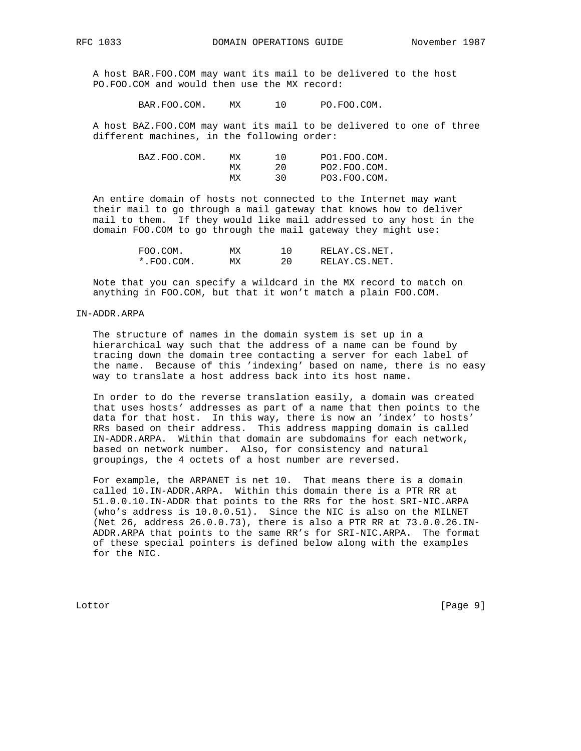A host BAR.FOO.COM may want its mail to be delivered to the host PO.FOO.COM and would then use the MX record:

```
        BAR.FOO.COM.    MX      10      PO.FOO.COM.
```

A host BAZ.FOO.COM may want its mail to be delivered to one of three different machines, in the following order:

```
        BAZ.FOO.COM.    MX      10      PO1.FOO.COM.
                        MX      20      PO2.FOO.COM.
                        MX      30      PO3.FOO.COM.
```

An entire domain of hosts not connected to the Internet may want their mail to go through a mail gateway that knows how to deliver mail to them. If they would like mail addressed to any host in the domain FOO.COM to go through the mail gateway they might use:

```
        FOO.COM.        MX       10     RELAY.CS.NET.
        *.FOO.COM.      MX       20     RELAY.CS.NET.
```

Note that you can specify a wildcard in the MX record to match on anything in FOO.COM, but that it won't match a plain FOO.COM.

## IN-ADDR.ARPA

The structure of names in the domain system is set up in a hierarchical way such that the address of a name can be found by tracing down the domain tree contacting a server for each label of the name. Because of this 'indexing' based on name, there is no easy way to translate a host address back into its host name.

In order to do the reverse translation easily, a domain was created that uses hosts' addresses as part of a name that then points to the data for that host. In this way, there is now an 'index' to hosts' RRs based on their address. This address mapping domain is called IN-ADDR.ARPA. Within that domain are subdomains for each network, based on network number. Also, for consistency and natural groupings, the 4 octets of a host number are reversed.

For example, the ARPANET is net 10. That means there is a domain called 10.IN-ADDR.ARPA. Within this domain there is a PTR RR at 51.0.0.10.IN-ADDR that points to the RRs for the host SRI-NIC.ARPA (who's address is 10.0.0.51). Since the NIC is also on the MILNET (Net 26, address 26.0.0.73), there is also a PTR RR at 73.0.0.26.IN-ADDR.ARPA that points to the same RR's for SRI-NIC.ARPA. The format of these special pointers is defined below along with the examples for the NIC.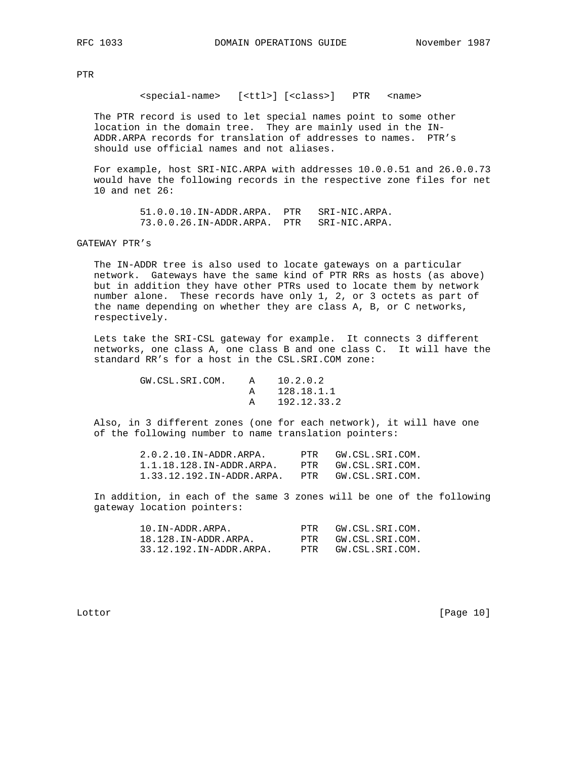### PTR

```
<special-name>   [<ttl>] [<class>]   PTR   <name>
```

The PTR record is used to let special names point to some other location in the domain tree. They are mainly used in the IN-ADDR.ARPA records for translation of addresses to names. PTR's should use official names and not aliases.

For example, host SRI-NIC.ARPA with addresses 10.0.0.51 and 26.0.0.73 would have the following records in the respective zone files for net 10 and net 26:

```
51.0.0.10.IN-ADDR.ARPA.  PTR   SRI-NIC.ARPA.
73.0.0.26.IN-ADDR.ARPA.  PTR   SRI-NIC.ARPA.
```

### GATEWAY PTR's

The IN-ADDR tree is also used to locate gateways on a particular network. Gateways have the same kind of PTR RRs as hosts (as above) but in addition they have other PTRs used to locate them by network number alone. These records have only 1, 2, or 3 octets as part of the name depending on whether they are class A, B, or C networks, respectively.

Lets take the SRI-CSL gateway for example. It connects 3 different networks, one class A, one class B and one class C. It will have the standard RR's for a host in the CSL.SRI.COM zone:

```
GW.CSL.SRI.COM.    A    10.2.0.2
                   A    128.18.1.1
                   A    192.12.33.2
```

Also, in 3 different zones (one for each network), it will have one of the following number to name translation pointers:

```
2.0.2.10.IN-ADDR.ARPA.      PTR   GW.CSL.SRI.COM.
1.1.18.128.IN-ADDR.ARPA.    PTR   GW.CSL.SRI.COM.
1.33.12.192.IN-ADDR.ARPA.   PTR   GW.CSL.SRI.COM.
```

In addition, in each of the same 3 zones will be one of the following gateway location pointers:

```
10.IN-ADDR.ARPA.            PTR   GW.CSL.SRI.COM.
18.128.IN-ADDR.ARPA.        PTR   GW.CSL.SRI.COM.
33.12.192.IN-ADDR.ARPA.     PTR   GW.CSL.SRI.COM.
```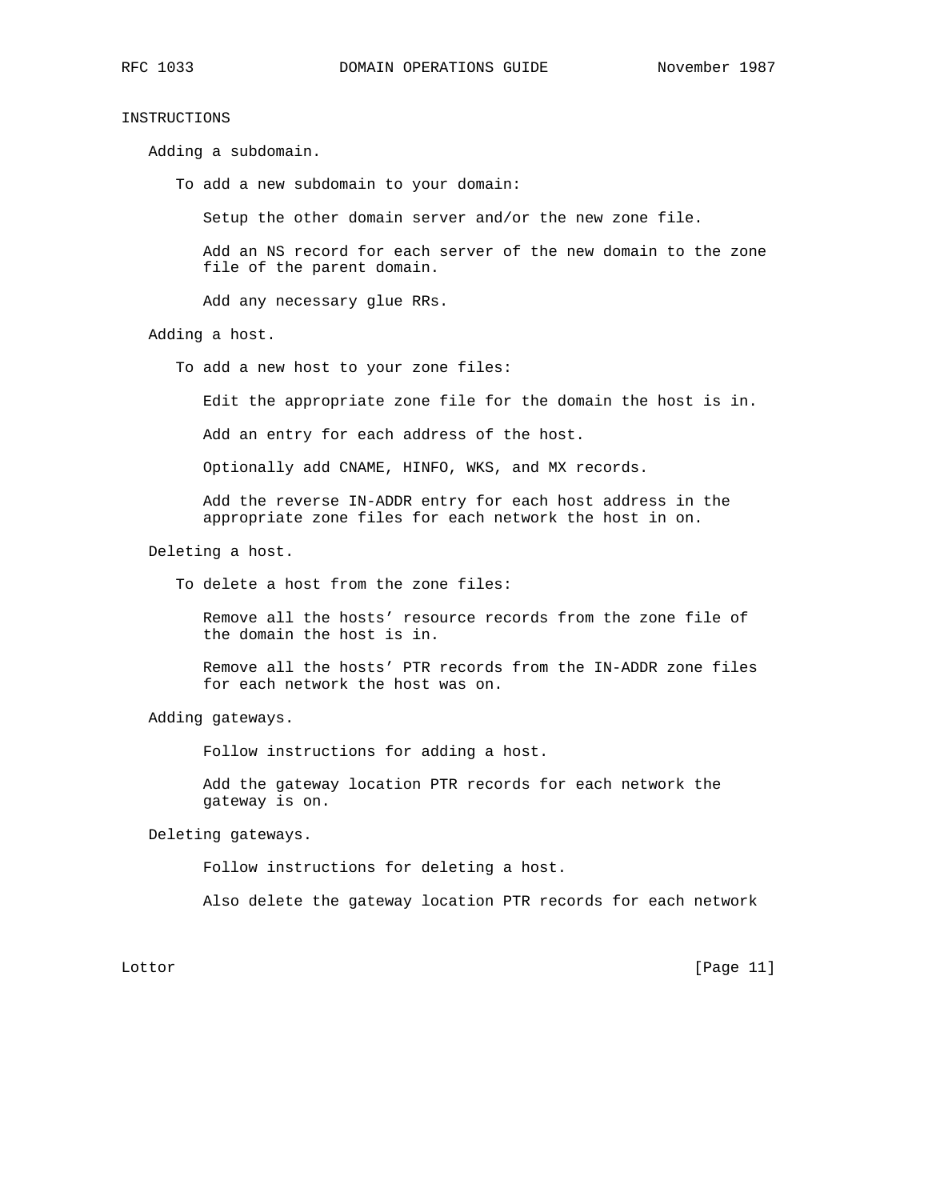INSTRUCTIONS

Adding a subdomain.

To add a new subdomain to your domain:

Setup the other domain server and/or the new zone file.

Add an NS record for each server of the new domain to the zone file of the parent domain.

Add any necessary glue RRs.

Adding a host.

To add a new host to your zone files:

Edit the appropriate zone file for the domain the host is in.

Add an entry for each address of the host.

Optionally add CNAME, HINFO, WKS, and MX records.

Add the reverse IN-ADDR entry for each host address in the appropriate zone files for each network the host in on.

Deleting a host.

To delete a host from the zone files:

Remove all the hosts' resource records from the zone file of the domain the host is in.

Remove all the hosts' PTR records from the IN-ADDR zone files for each network the host was on.

Adding gateways.

Follow instructions for adding a host.

Add the gateway location PTR records for each network the gateway is on.

Deleting gateways.

Follow instructions for deleting a host.

Also delete the gateway location PTR records for each network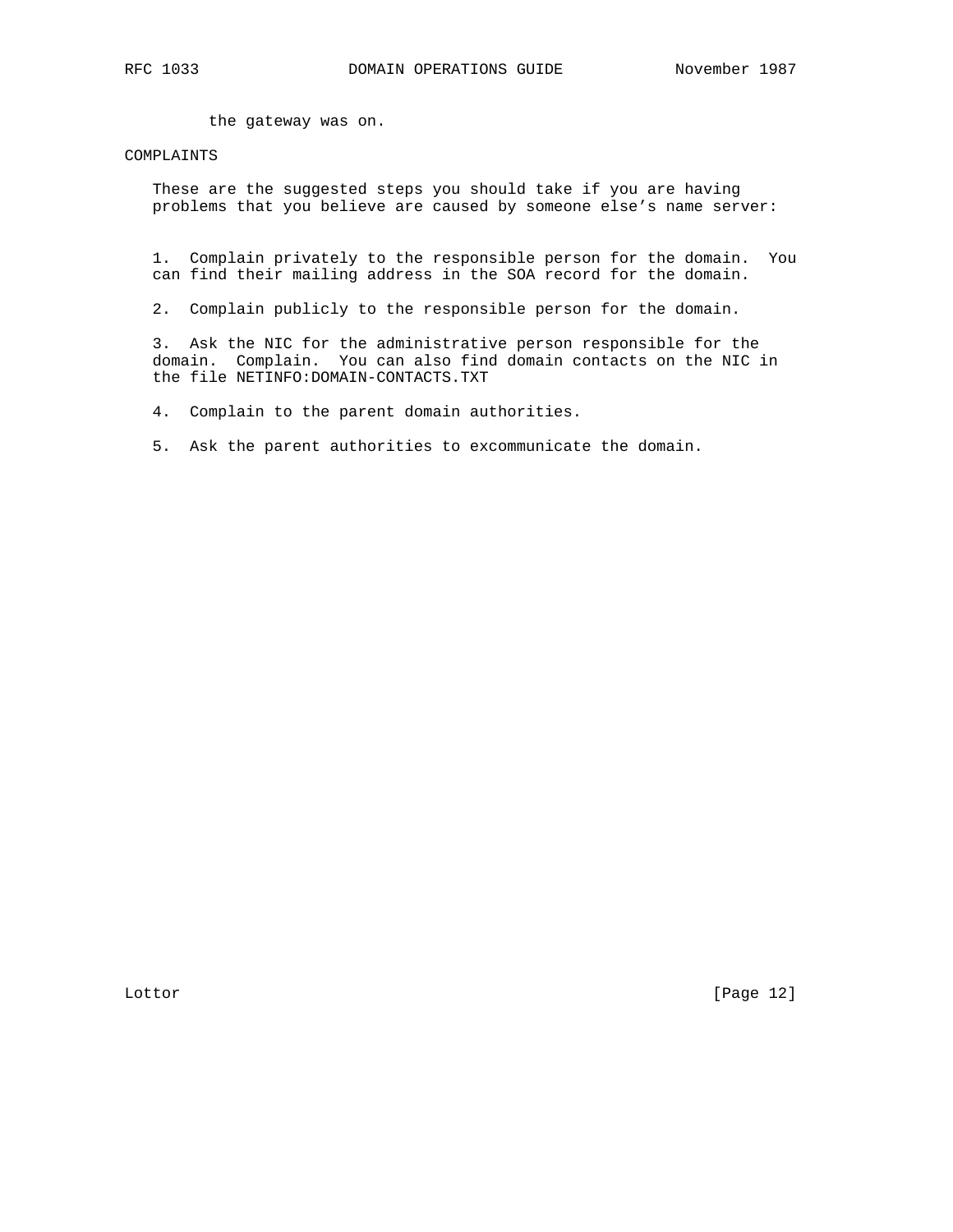the gateway was on.

## COMPLAINTS

These are the suggested steps you should take if you are having problems that you believe are caused by someone else's name server:

1. Complain privately to the responsible person for the domain. You can find their mailing address in the SOA record for the domain.

2. Complain publicly to the responsible person for the domain.

3. Ask the NIC for the administrative person responsible for the domain. Complain. You can also find domain contacts on the NIC in the file NETINFO:DOMAIN-CONTACTS.TXT

4. Complain to the parent domain authorities.

5. Ask the parent authorities to excommunicate the domain.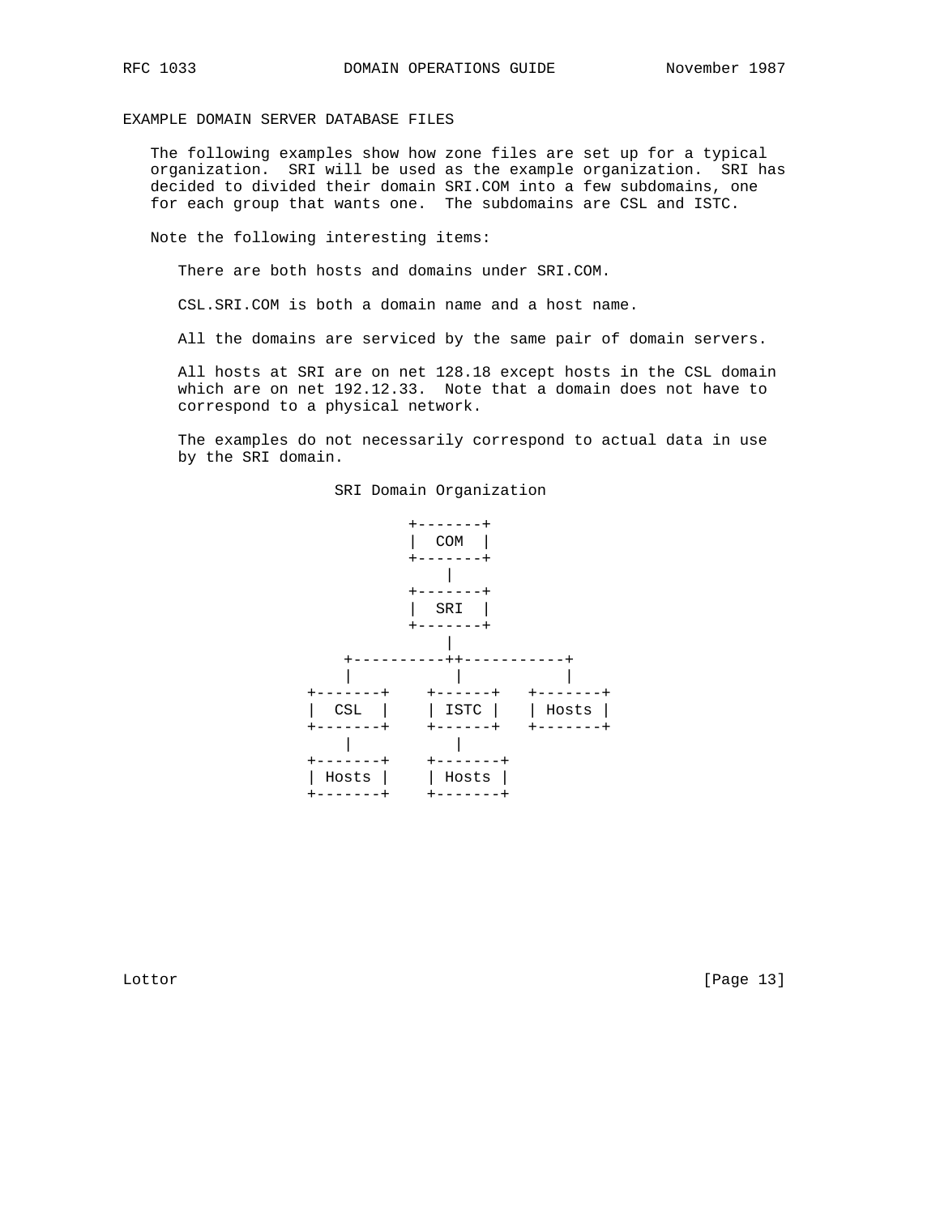## EXAMPLE DOMAIN SERVER DATABASE FILES

The following examples show how zone files are set up for a typical organization. SRI will be used as the example organization. SRI has decided to divided their domain SRI.COM into a few subdomains, one for each group that wants one. The subdomains are CSL and ISTC.

Note the following interesting items:

There are both hosts and domains under SRI.COM.

CSL.SRI.COM is both a domain name and a host name.

All the domains are serviced by the same pair of domain servers.

All hosts at SRI are on net 128.18 except hosts in the CSL domain which are on net 192.12.33. Note that a domain does not have to correspond to a physical network.

The examples do not necessarily correspond to actual data in use by the SRI domain.

```
                     SRI Domain Organization

                            +-------+
                            |  COM  |
                            +-------+
                                |
                            +-------+
                            |  SRI  |
                            +-------+
                                |
                     +----------++-----------+
                     |           |           |
                 +-------+    +------+   +-------+
                 |  CSL  |    | ISTC |   | Hosts |
                 +-------+    +------+   +-------+
                     |           |
                 +-------+    +-------+
                 | Hosts |    | Hosts |
                 +-------+    +-------+
```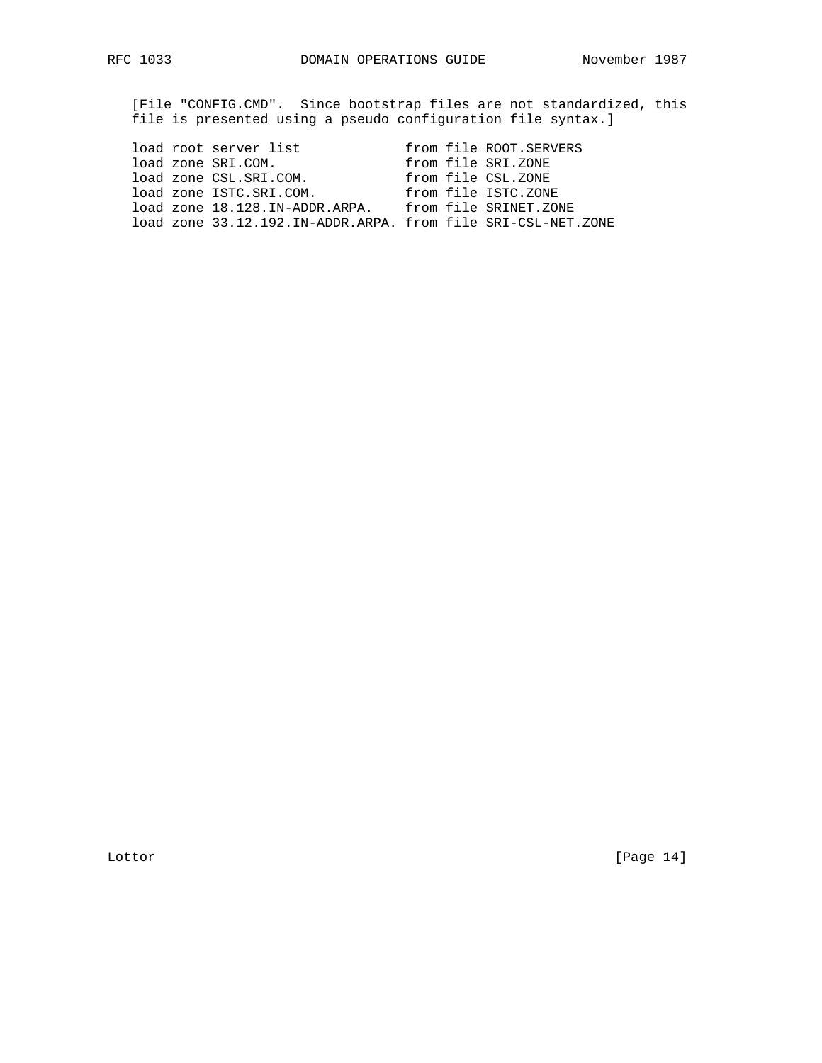[File "CONFIG.CMD".  Since bootstrap files are not standardized, this file is presented using a pseudo configuration file syntax.]

```
load root server list             from file ROOT.SERVERS
load zone SRI.COM.                from file SRI.ZONE
load zone CSL.SRI.COM.            from file CSL.ZONE
load zone ISTC.SRI.COM.           from file ISTC.ZONE
load zone 18.128.IN-ADDR.ARPA.    from file SRINET.ZONE
load zone 33.12.192.IN-ADDR.ARPA. from file SRI-CSL-NET.ZONE
```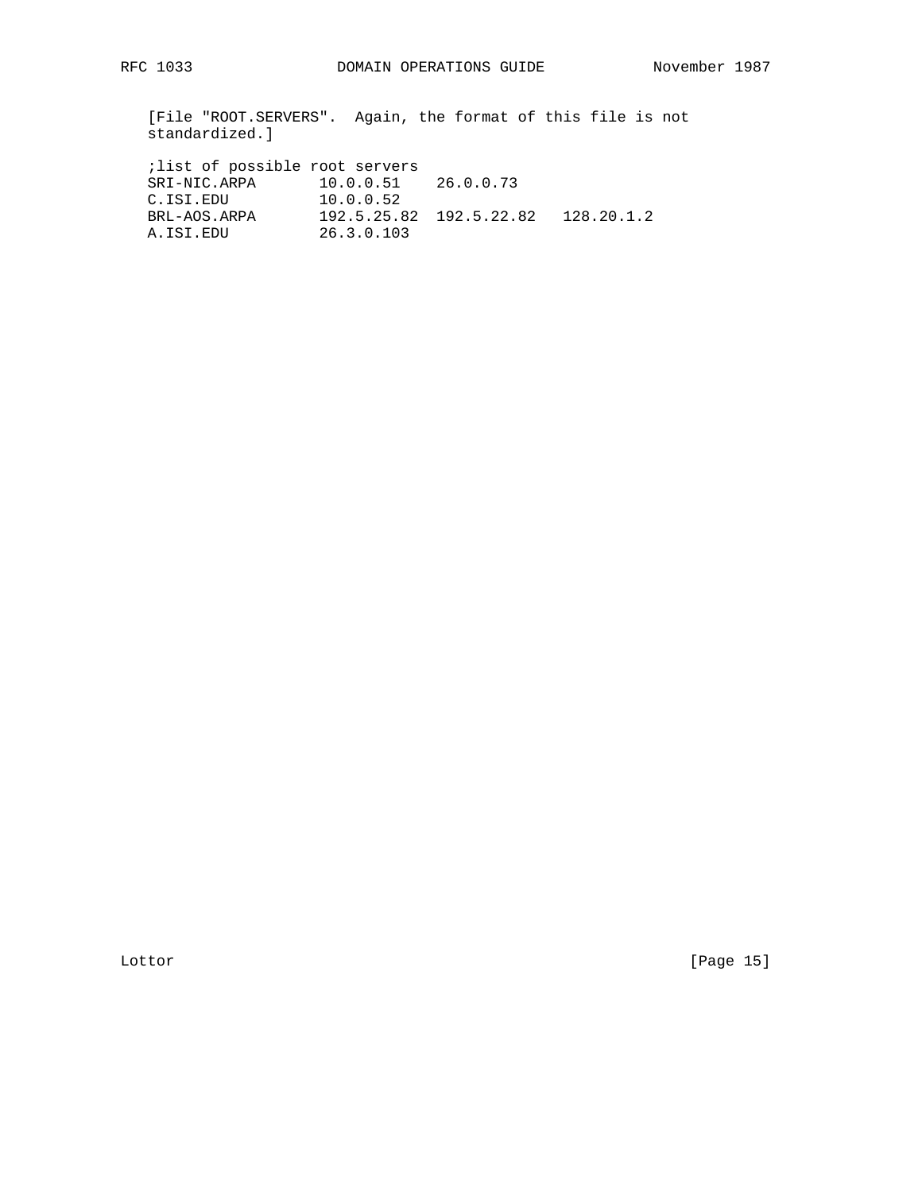[File "ROOT.SERVERS". Again, the format of this file is not standardized.]

```
;list of possible root servers
SRI-NIC.ARPA       10.0.0.51    26.0.0.73
C.ISI.EDU          10.0.0.52
BRL-AOS.ARPA       192.5.25.82  192.5.22.82   128.20.1.2
A.ISI.EDU          26.3.0.103
```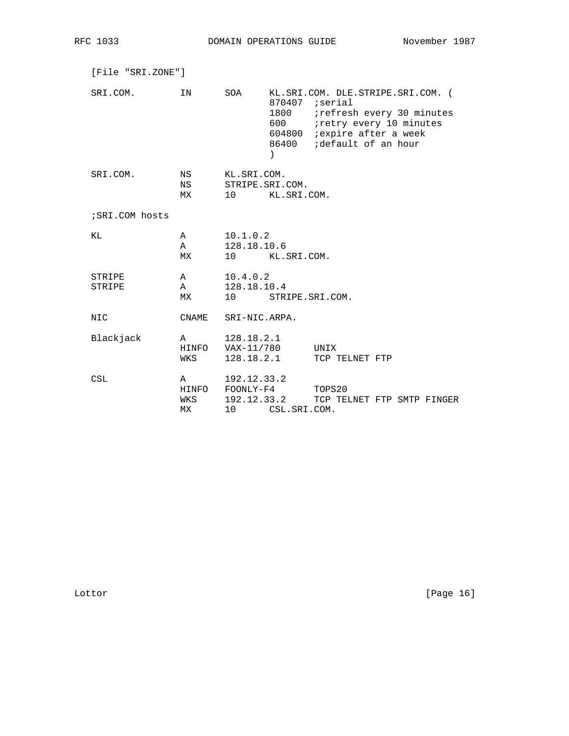[File "SRI.ZONE"]

```
SRI.COM.        IN      SOA     KL.SRI.COM. DLE.STRIPE.SRI.COM. (
                                870407  ;serial
                                1800    ;refresh every 30 minutes
                                600     ;retry every 10 minutes
                                604800  ;expire after a week
                                86400   ;default of an hour
                                )

SRI.COM.        NS      KL.SRI.COM.
                NS      STRIPE.SRI.COM.
                MX      10      KL.SRI.COM.

;SRI.COM hosts

KL              A       10.1.0.2
                A       128.18.10.6
                MX      10      KL.SRI.COM.

STRIPE          A       10.4.0.2
STRIPE          A       128.18.10.4
                MX      10      STRIPE.SRI.COM.

NIC             CNAME   SRI-NIC.ARPA.

Blackjack       A       128.18.2.1
                HINFO   VAX-11/780      UNIX
                WKS     128.18.2.1      TCP TELNET FTP

CSL             A       192.12.33.2
                HINFO   FOONLY-F4       TOPS20
                WKS     192.12.33.2     TCP TELNET FTP SMTP FINGER
                MX      10      CSL.SRI.COM.
```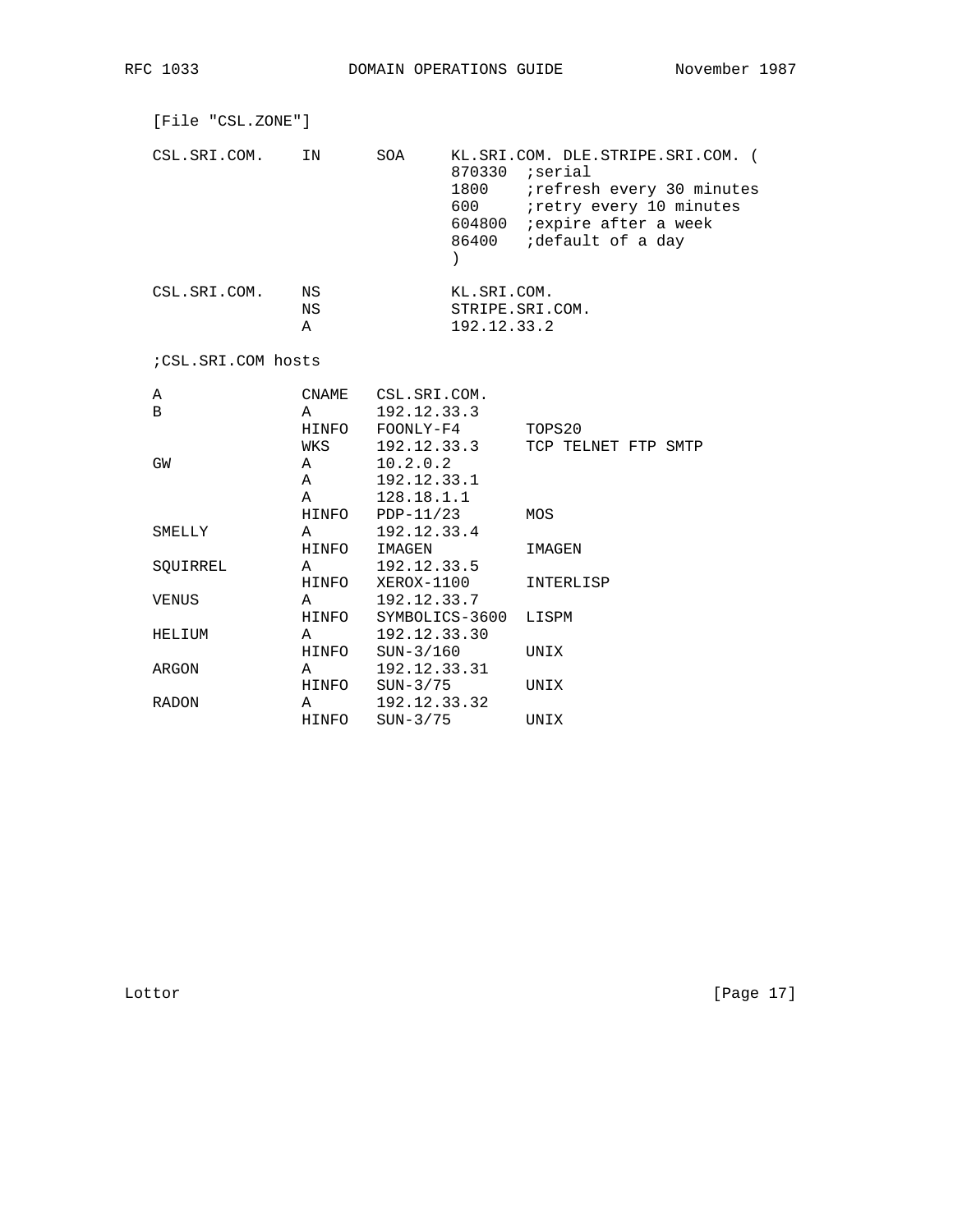[File "CSL.ZONE"]

```
CSL.SRI.COM.    IN      SOA     KL.SRI.COM. DLE.STRIPE.SRI.COM. (
                                870330  ;serial
                                1800    ;refresh every 30 minutes
                                600     ;retry every 10 minutes
                                604800  ;expire after a week
                                86400   ;default of a day
                                )

CSL.SRI.COM.    NS              KL.SRI.COM.
                NS              STRIPE.SRI.COM.
                A               192.12.33.2

;CSL.SRI.COM hosts

A               CNAME   CSL.SRI.COM.
B               A       192.12.33.3
                HINFO   FOONLY-F4       TOPS20
                WKS     192.12.33.3     TCP TELNET FTP SMTP
GW              A       10.2.0.2
                A       192.12.33.1
                A       128.18.1.1
                HINFO   PDP-11/23       MOS
SMELLY          A       192.12.33.4
                HINFO   IMAGEN          IMAGEN
SQUIRREL        A       192.12.33.5
                HINFO   XEROX-1100      INTERLISP
VENUS           A       192.12.33.7
                HINFO   SYMBOLICS-3600  LISPM
HELIUM          A       192.12.33.30
                HINFO   SUN-3/160       UNIX
ARGON           A       192.12.33.31
                HINFO   SUN-3/75        UNIX
RADON           A       192.12.33.32
                HINFO   SUN-3/75        UNIX
```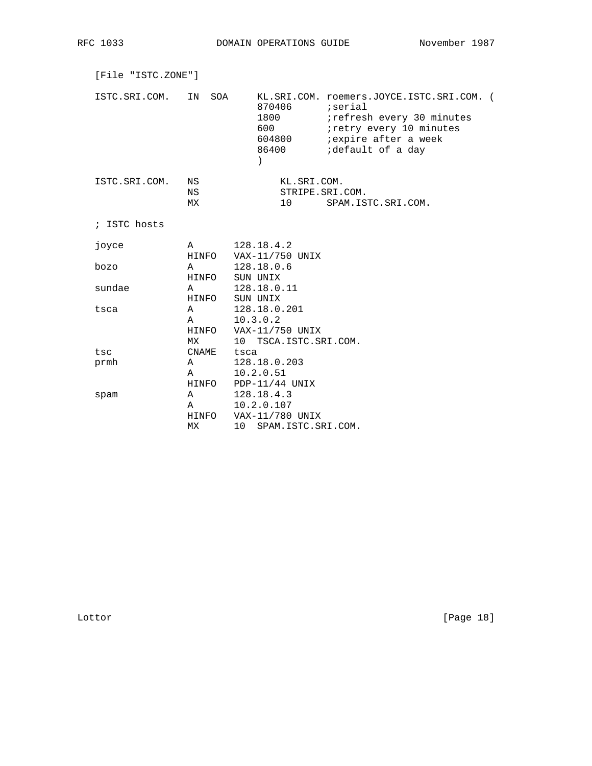[File "ISTC.ZONE"]

```
ISTC.SRI.COM.   IN  SOA     KL.SRI.COM. roemers.JOYCE.ISTC.SRI.COM. (
                            870406      ;serial
                            1800        ;refresh every 30 minutes
                            600         ;retry every 10 minutes
                            604800      ;expire after a week
                            86400       ;default of a day
                            )

ISTC.SRI.COM.   NS              KL.SRI.COM.
                NS              STRIPE.SRI.COM.
                MX              10      SPAM.ISTC.SRI.COM.

; ISTC hosts

joyce           A       128.18.4.2
                HINFO   VAX-11/750 UNIX
bozo            A       128.18.0.6
                HINFO   SUN UNIX
sundae          A       128.18.0.11
                HINFO   SUN UNIX
tsca            A       128.18.0.201
                A       10.3.0.2
                HINFO   VAX-11/750 UNIX
                MX      10  TSCA.ISTC.SRI.COM.
tsc             CNAME   tsca
prmh            A       128.18.0.203
                A       10.2.0.51
                HINFO   PDP-11/44 UNIX
spam            A       128.18.4.3
                A       10.2.0.107
                HINFO   VAX-11/780 UNIX
                MX      10  SPAM.ISTC.SRI.COM.
```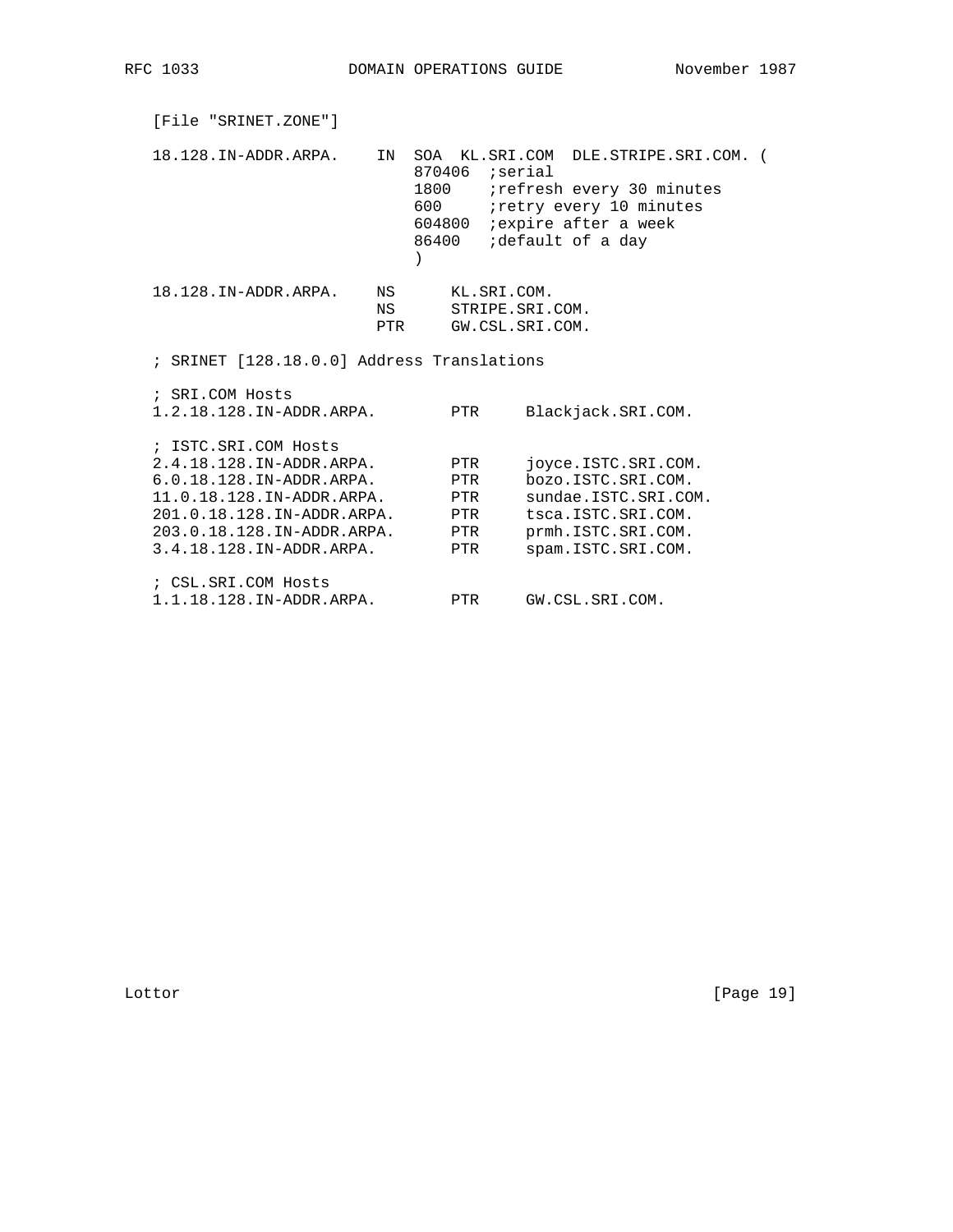[File "SRINET.ZONE"]

```
18.128.IN-ADDR.ARPA.    IN  SOA  KL.SRI.COM  DLE.STRIPE.SRI.COM. (
                            870406  ;serial
                            1800    ;refresh every 30 minutes
                            600     ;retry every 10 minutes
                            604800  ;expire after a week
                            86400   ;default of a day
                            )

18.128.IN-ADDR.ARPA.    NS      KL.SRI.COM.
                        NS      STRIPE.SRI.COM.
                        PTR     GW.CSL.SRI.COM.

; SRINET [128.18.0.0] Address Translations

; SRI.COM Hosts
1.2.18.128.IN-ADDR.ARPA.        PTR     Blackjack.SRI.COM.

; ISTC.SRI.COM Hosts
2.4.18.128.IN-ADDR.ARPA.        PTR     joyce.ISTC.SRI.COM.
6.0.18.128.IN-ADDR.ARPA.        PTR     bozo.ISTC.SRI.COM.
11.0.18.128.IN-ADDR.ARPA.       PTR     sundae.ISTC.SRI.COM.
201.0.18.128.IN-ADDR.ARPA.      PTR     tsca.ISTC.SRI.COM.
203.0.18.128.IN-ADDR.ARPA.      PTR     prmh.ISTC.SRI.COM.
3.4.18.128.IN-ADDR.ARPA.        PTR     spam.ISTC.SRI.COM.

; CSL.SRI.COM Hosts
1.1.18.128.IN-ADDR.ARPA.        PTR     GW.CSL.SRI.COM.
```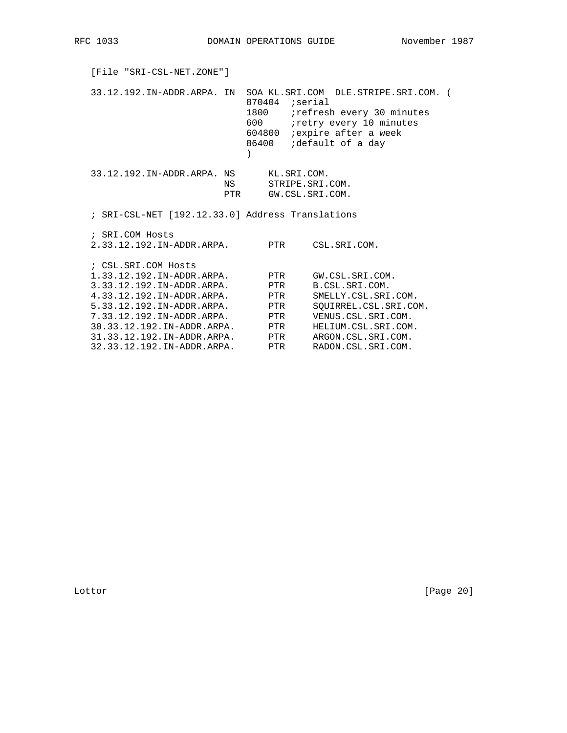[File "SRI-CSL-NET.ZONE"]

```
33.12.192.IN-ADDR.ARPA. IN  SOA KL.SRI.COM  DLE.STRIPE.SRI.COM. (
                            870404  ;serial
                            1800    ;refresh every 30 minutes
                            600     ;retry every 10 minutes
                            604800  ;expire after a week
                            86400   ;default of a day
                            )

33.12.192.IN-ADDR.ARPA. NS      KL.SRI.COM.
                        NS      STRIPE.SRI.COM.
                        PTR     GW.CSL.SRI.COM.

; SRI-CSL-NET [192.12.33.0] Address Translations

; SRI.COM Hosts
2.33.12.192.IN-ADDR.ARPA.       PTR     CSL.SRI.COM.

; CSL.SRI.COM Hosts
1.33.12.192.IN-ADDR.ARPA.       PTR     GW.CSL.SRI.COM.
3.33.12.192.IN-ADDR.ARPA.       PTR     B.CSL.SRI.COM.
4.33.12.192.IN-ADDR.ARPA.       PTR     SMELLY.CSL.SRI.COM.
5.33.12.192.IN-ADDR.ARPA.       PTR     SQUIRREL.CSL.SRI.COM.
7.33.12.192.IN-ADDR.ARPA.       PTR     VENUS.CSL.SRI.COM.
30.33.12.192.IN-ADDR.ARPA.      PTR     HELIUM.CSL.SRI.COM.
31.33.12.192.IN-ADDR.ARPA.      PTR     ARGON.CSL.SRI.COM.
32.33.12.192.IN-ADDR.ARPA.      PTR     RADON.CSL.SRI.COM.
```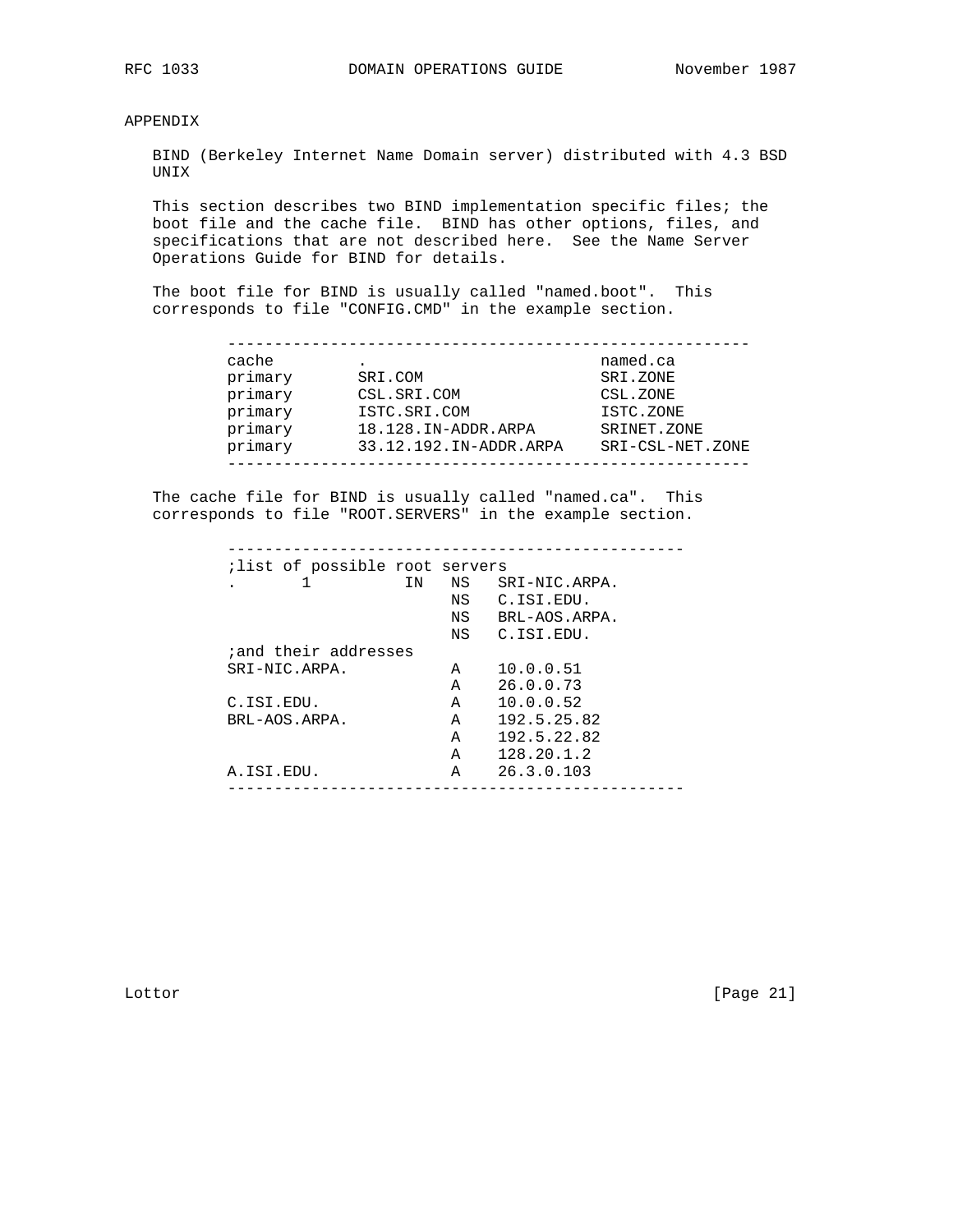# APPENDIX

BIND (Berkeley Internet Name Domain server) distributed with 4.3 BSD UNIX

This section describes two BIND implementation specific files; the boot file and the cache file. BIND has other options, files, and specifications that are not described here. See the Name Server Operations Guide for BIND for details.

The boot file for BIND is usually called "named.boot". This corresponds to file "CONFIG.CMD" in the example section.

```
--------------------------------------------------------
cache         .                          named.ca
primary       SRI.COM                    SRI.ZONE
primary       CSL.SRI.COM                CSL.ZONE
primary       ISTC.SRI.COM               ISTC.ZONE
primary       18.128.IN-ADDR.ARPA        SRINET.ZONE
primary       33.12.192.IN-ADDR.ARPA     SRI-CSL-NET.ZONE
--------------------------------------------------------
```

The cache file for BIND is usually called "named.ca". This corresponds to file "ROOT.SERVERS" in the example section.

```
-------------------------------------------------
;list of possible root servers
.       1          IN   NS   SRI-NIC.ARPA.
                        NS   C.ISI.EDU.
                        NS   BRL-AOS.ARPA.
                        NS   C.ISI.EDU.
;and their addresses
SRI-NIC.ARPA.           A    10.0.0.51
                        A    26.0.0.73
C.ISI.EDU.              A    10.0.0.52
BRL-AOS.ARPA.           A    192.5.25.82
                        A    192.5.22.82
                        A    128.20.1.2
A.ISI.EDU.              A    26.3.0.103
-------------------------------------------------
```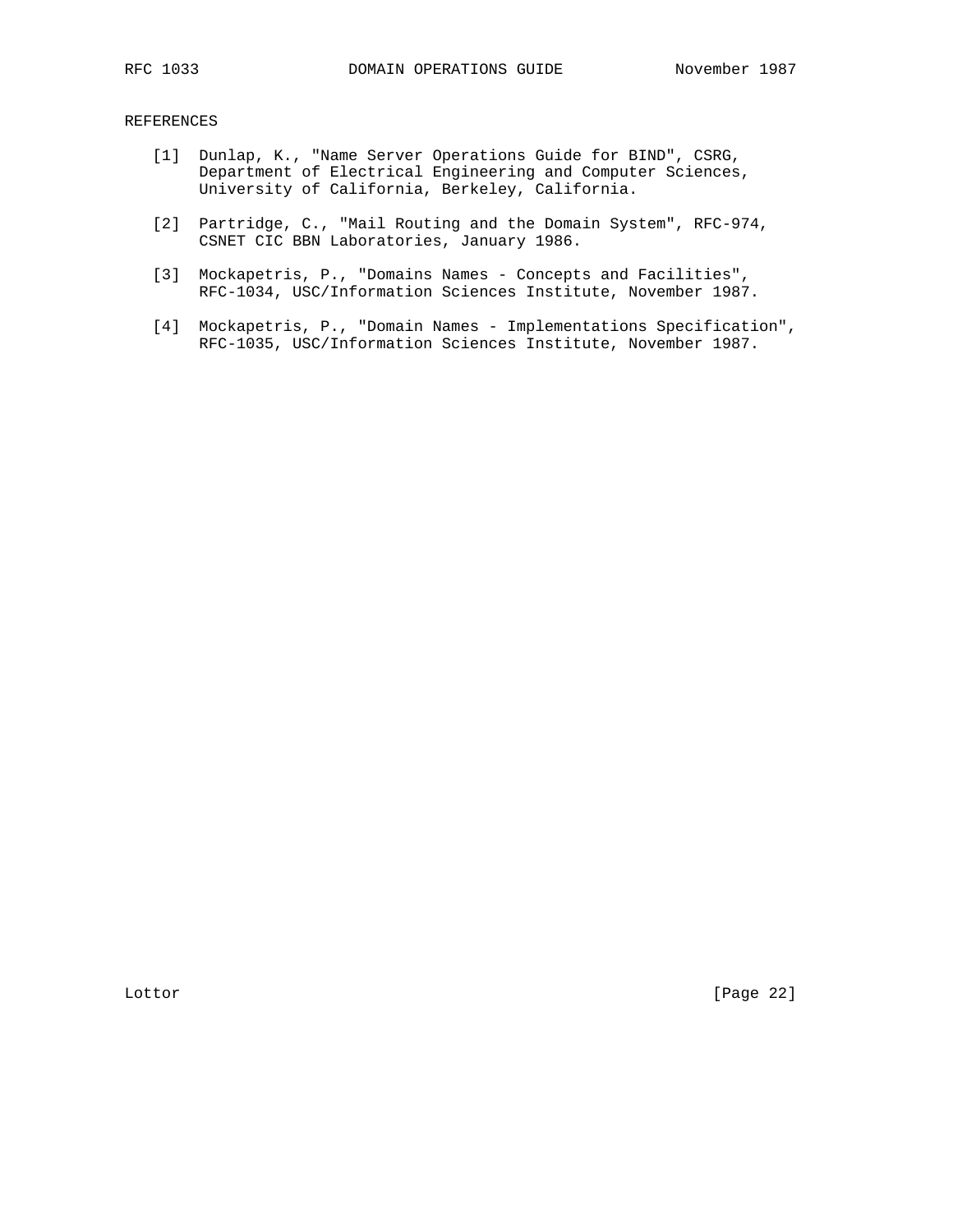## REFERENCES

[1] Dunlap, K., "Name Server Operations Guide for BIND", CSRG, Department of Electrical Engineering and Computer Sciences, University of California, Berkeley, California.

[2] Partridge, C., "Mail Routing and the Domain System", RFC-974, CSNET CIC BBN Laboratories, January 1986.

[3] Mockapetris, P., "Domains Names - Concepts and Facilities", RFC-1034, USC/Information Sciences Institute, November 1987.

[4] Mockapetris, P., "Domain Names - Implementations Specification", RFC-1035, USC/Information Sciences Institute, November 1987.